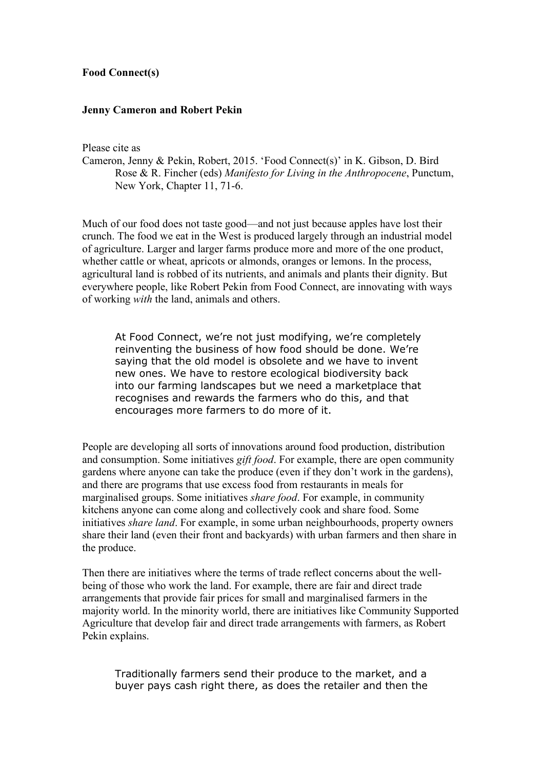**Food Connect(s)**

**Jenny Cameron and Robert Pekin**

Please cite as

Cameron, Jenny & Pekin, Robert, 2015. 'Food Connect(s)' in K. Gibson, D. Bird Rose & R. Fincher (eds) *Manifesto for Living in the Anthropocene*, Punctum, New York, Chapter 11, 71-6.

Much of our food does not taste good—and not just because apples have lost their crunch. The food we eat in the West is produced largely through an industrial model of agriculture. Larger and larger farms produce more and more of the one product, whether cattle or wheat, apricots or almonds, oranges or lemons. In the process, agricultural land is robbed of its nutrients, and animals and plants their dignity. But everywhere people, like Robert Pekin from Food Connect, are innovating with ways of working *with* the land, animals and others.

> At Food Connect, we're not just modifying, we're completely reinventing the business of how food should be done. We're saying that the old model is obsolete and we have to invent new ones. We have to restore ecological biodiversity back into our farming landscapes but we need a marketplace that recognises and rewards the farmers who do this, and that encourages more farmers to do more of it.

People are developing all sorts of innovations around food production, distribution and consumption. Some initiatives *gift food*. For example, there are open community gardens where anyone can take the produce (even if they don't work in the gardens), and there are programs that use excess food from restaurants in meals for marginalised groups. Some initiatives *share food*. For example, in community kitchens anyone can come along and collectively cook and share food. Some initiatives *share land*. For example, in some urban neighbourhoods, property owners share their land (even their front and backyards) with urban farmers and then share in the produce.

Then there are initiatives where the terms of trade reflect concerns about the well-being of those who work the land. For example, there are fair and direct trade arrangements that provide fair prices for small and marginalised farmers in the majority world. In the minority world, there are initiatives like Community Supported Agriculture that develop fair and direct trade arrangements with farmers, as Robert Pekin explains.

> Traditionally farmers send their produce to the market, and a buyer pays cash right there, as does the retailer and then the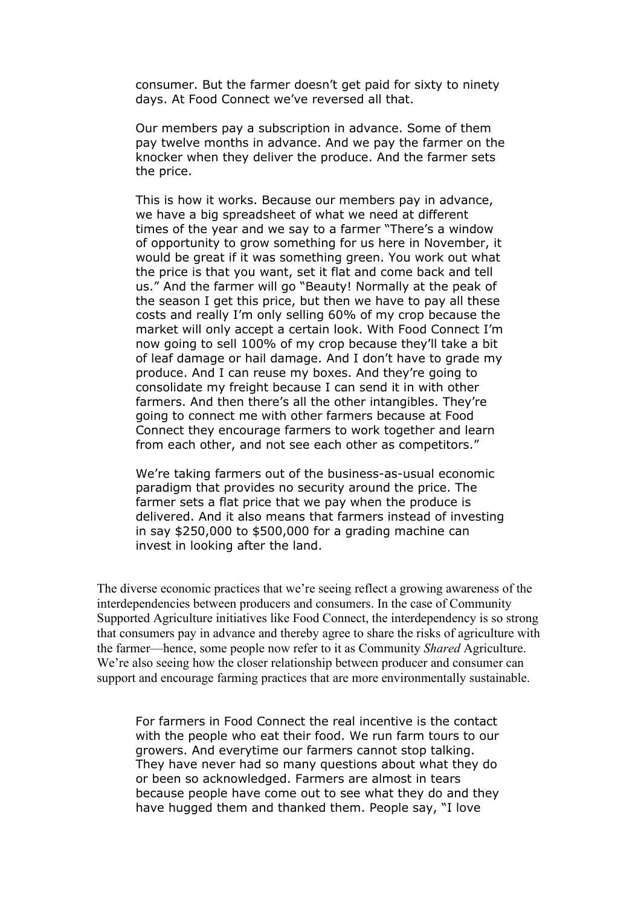> consumer. But the farmer doesn't get paid for sixty to ninety days. At Food Connect we've reversed all that.
>
> Our members pay a subscription in advance. Some of them pay twelve months in advance. And we pay the farmer on the knocker when they deliver the produce. And the farmer sets the price.
>
> This is how it works. Because our members pay in advance, we have a big spreadsheet of what we need at different times of the year and we say to a farmer "There's a window of opportunity to grow something for us here in November, it would be great if it was something green. You work out what the price is that you want, set it flat and come back and tell us." And the farmer will go "Beauty! Normally at the peak of the season I get this price, but then we have to pay all these costs and really I'm only selling 60% of my crop because the market will only accept a certain look. With Food Connect I'm now going to sell 100% of my crop because they'll take a bit of leaf damage or hail damage. And I don't have to grade my produce. And I can reuse my boxes. And they're going to consolidate my freight because I can send it in with other farmers. And then there's all the other intangibles. They're going to connect me with other farmers because at Food Connect they encourage farmers to work together and learn from each other, and not see each other as competitors."
>
> We're taking farmers out of the business-as-usual economic paradigm that provides no security around the price. The farmer sets a flat price that we pay when the produce is delivered. And it also means that farmers instead of investing in say $250,000 to $500,000 for a grading machine can invest in looking after the land.

The diverse economic practices that we're seeing reflect a growing awareness of the interdependencies between producers and consumers. In the case of Community Supported Agriculture initiatives like Food Connect, the interdependency is so strong that consumers pay in advance and thereby agree to share the risks of agriculture with the farmer—hence, some people now refer to it as Community *Shared* Agriculture. We're also seeing how the closer relationship between producer and consumer can support and encourage farming practices that are more environmentally sustainable.

> For farmers in Food Connect the real incentive is the contact with the people who eat their food. We run farm tours to our growers. And everytime our farmers cannot stop talking. They have never had so many questions about what they do or been so acknowledged. Farmers are almost in tears because people have come out to see what they do and they have hugged them and thanked them. People say, "I love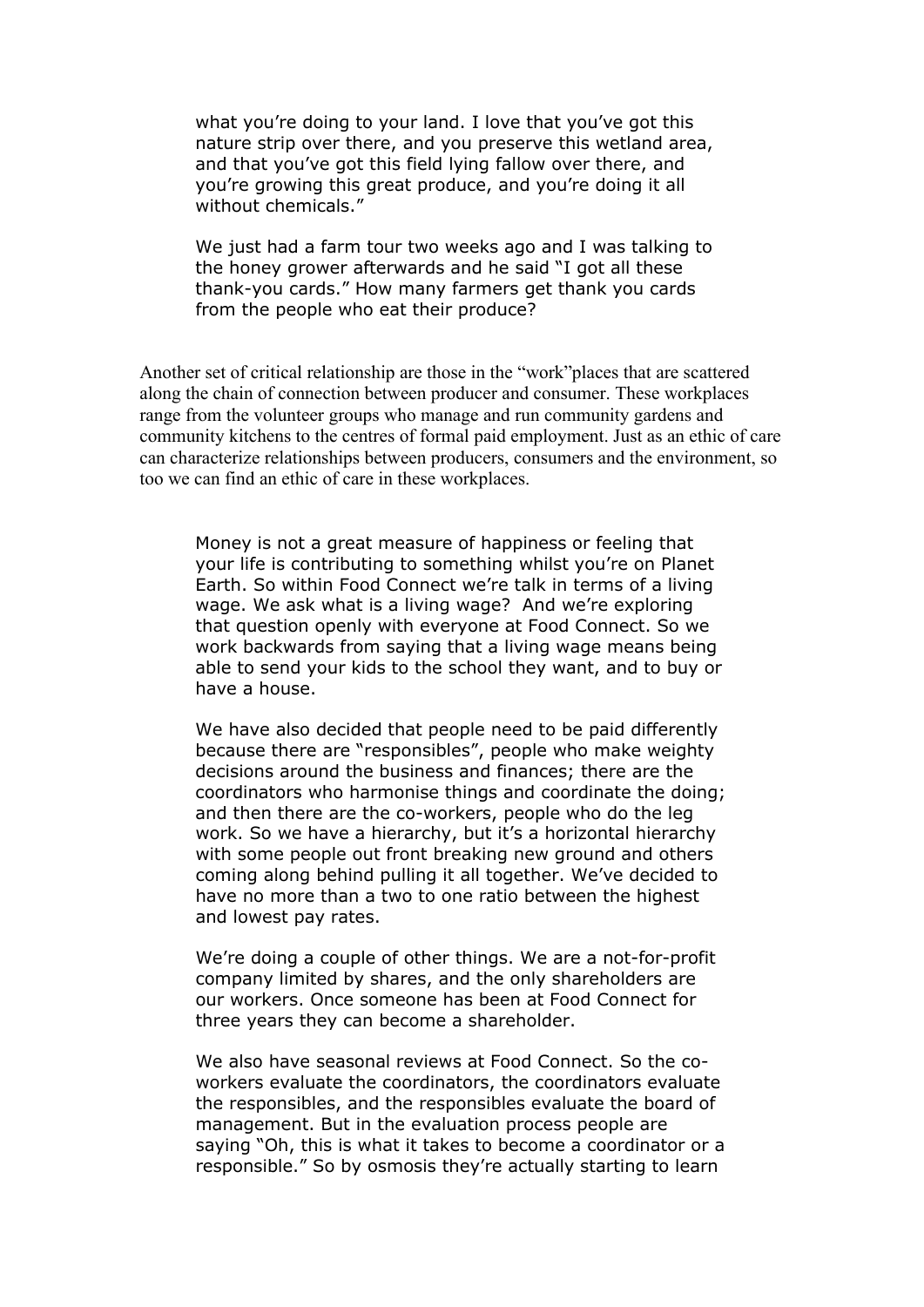> what you're doing to your land. I love that you've got this nature strip over there, and you preserve this wetland area, and that you've got this field lying fallow over there, and you're growing this great produce, and you're doing it all without chemicals."
>
> We just had a farm tour two weeks ago and I was talking to the honey grower afterwards and he said "I got all these thank-you cards." How many farmers get thank you cards from the people who eat their produce?

Another set of critical relationship are those in the "work"places that are scattered along the chain of connection between producer and consumer. These workplaces range from the volunteer groups who manage and run community gardens and community kitchens to the centres of formal paid employment. Just as an ethic of care can characterize relationships between producers, consumers and the environment, so too we can find an ethic of care in these workplaces.

> Money is not a great measure of happiness or feeling that your life is contributing to something whilst you're on Planet Earth. So within Food Connect we're talk in terms of a living wage. We ask what is a living wage? And we're exploring that question openly with everyone at Food Connect. So we work backwards from saying that a living wage means being able to send your kids to the school they want, and to buy or have a house.
>
> We have also decided that people need to be paid differently because there are "responsibles", people who make weighty decisions around the business and finances; there are the coordinators who harmonise things and coordinate the doing; and then there are the co-workers, people who do the leg work. So we have a hierarchy, but it's a horizontal hierarchy with some people out front breaking new ground and others coming along behind pulling it all together. We've decided to have no more than a two to one ratio between the highest and lowest pay rates.
>
> We're doing a couple of other things. We are a not-for-profit company limited by shares, and the only shareholders are our workers. Once someone has been at Food Connect for three years they can become a shareholder.
>
> We also have seasonal reviews at Food Connect. So the co-workers evaluate the coordinators, the coordinators evaluate the responsibles, and the responsibles evaluate the board of management. But in the evaluation process people are saying "Oh, this is what it takes to become a coordinator or a responsible." So by osmosis they're actually starting to learn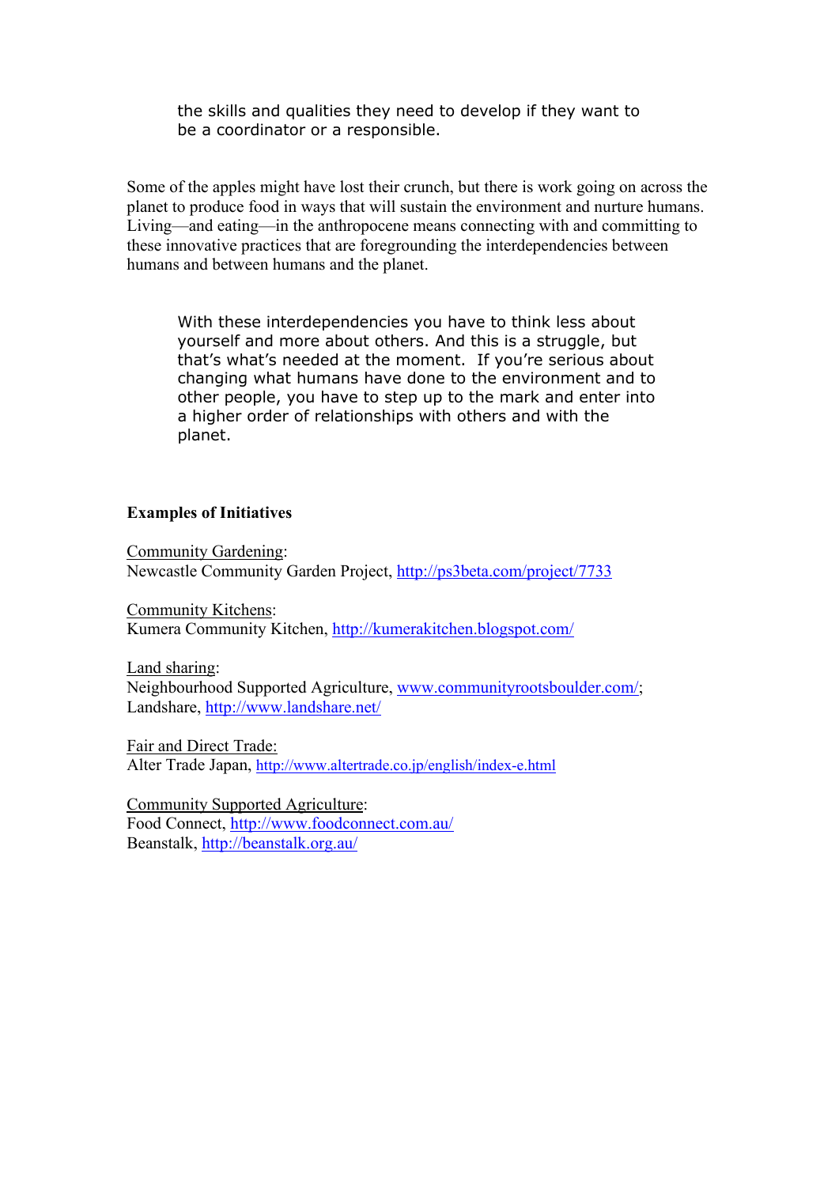> the skills and qualities they need to develop if they want to be a coordinator or a responsible.

Some of the apples might have lost their crunch, but there is work going on across the planet to produce food in ways that will sustain the environment and nurture humans. Living—and eating—in the anthropocene means connecting with and committing to these innovative practices that are foregrounding the interdependencies between humans and between humans and the planet.

> With these interdependencies you have to think less about yourself and more about others. And this is a struggle, but that's what's needed at the moment. If you're serious about changing what humans have done to the environment and to other people, you have to step up to the mark and enter into a higher order of relationships with others and with the planet.

**Examples of Initiatives**

Community Gardening:
Newcastle Community Garden Project, http://ps3beta.com/project/7733

Community Kitchens:
Kumera Community Kitchen, http://kumerakitchen.blogspot.com/

Land sharing:
Neighbourhood Supported Agriculture, www.communityrootsboulder.com/;
Landshare, http://www.landshare.net/

Fair and Direct Trade:
Alter Trade Japan, http://www.altertrade.co.jp/english/index-e.html

Community Supported Agriculture:
Food Connect, http://www.foodconnect.com.au/
Beanstalk, http://beanstalk.org.au/